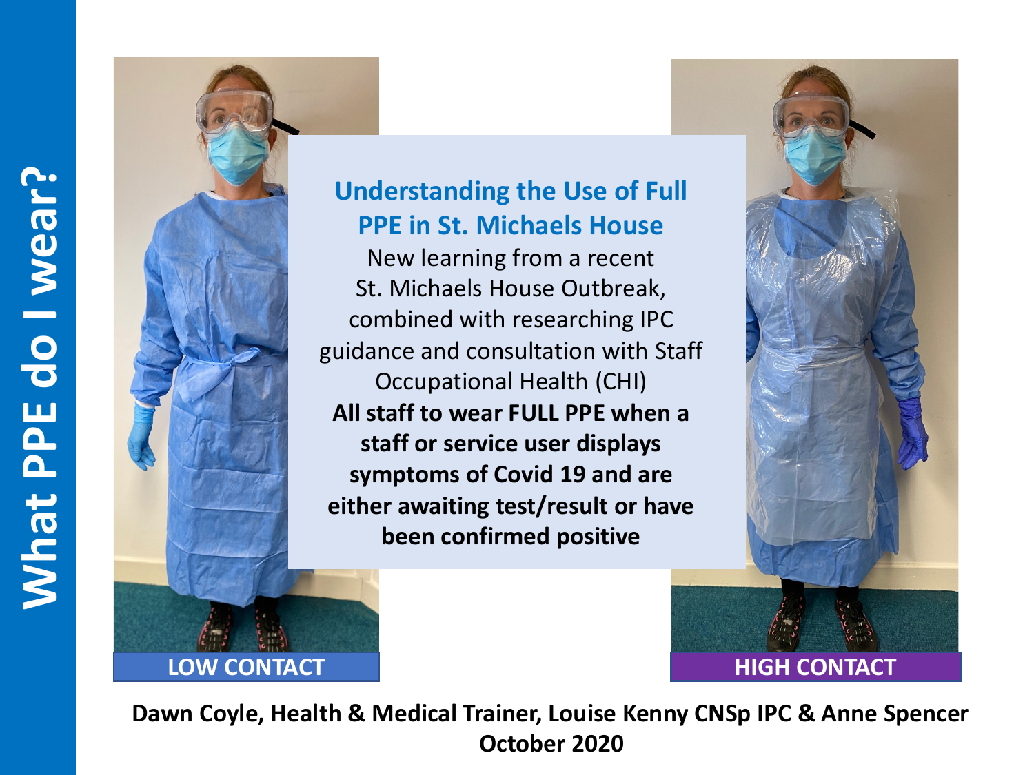# What PPE do I wear?

## Understanding the Use of Full PPE in St. Michaels House

New learning from a recent St. Michaels House Outbreak, combined with researching IPC guidance and consultation with Staff Occupational Health (CHI)

**All staff to wear FULL PPE when a staff or service user displays symptoms of Covid 19 and are either awaiting test/result or have been confirmed positive**

LOW CONTACT

HIGH CONTACT

**Dawn Coyle, Health & Medical Trainer, Louise Kenny CNSp IPC & Anne Spencer**
**October 2020**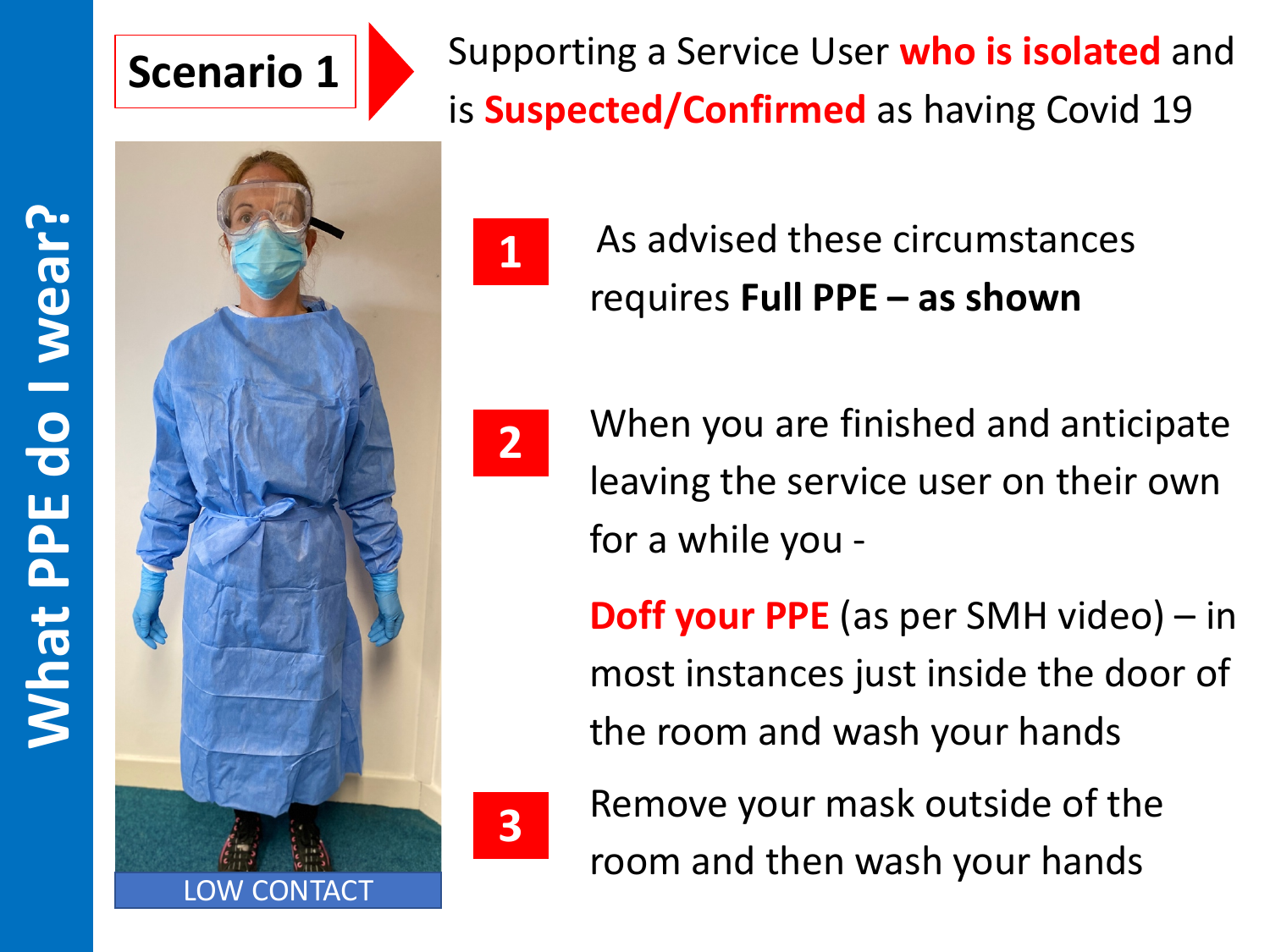# What PPE do I wear?

## Scenario 1

Supporting a Service User **who is isolated** and is **Suspected/Confirmed** as having Covid 19

LOW CONTACT

**1** As advised these circumstances requires **Full PPE – as shown**

**2** When you are finished and anticipate leaving the service user on their own for a while you -

**Doff your PPE** (as per SMH video) – in most instances just inside the door of the room and wash your hands

**3** Remove your mask outside of the room and then wash your hands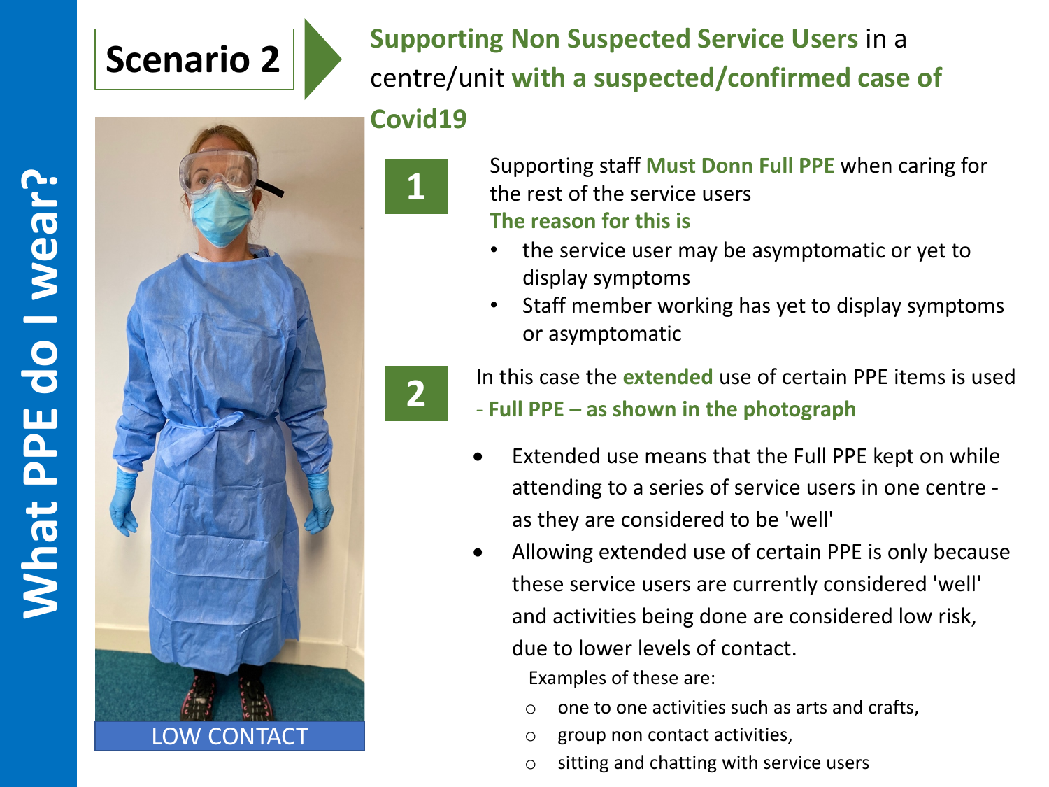# What PPE do I wear?

## Scenario 2

**Supporting Non Suspected Service Users** in a centre/unit **with a suspected/confirmed case of Covid19**

LOW CONTACT

**1**

Supporting staff **Must Donn Full PPE** when caring for the rest of the service users

**The reason for this is**

- the service user may be asymptomatic or yet to display symptoms
- Staff member working has yet to display symptoms or asymptomatic

**2**

In this case the **extended** use of certain PPE items is used - **Full PPE – as shown in the photograph**

- Extended use means that the Full PPE kept on while attending to a series of service users in one centre - as they are considered to be 'well'
- Allowing extended use of certain PPE is only because these service users are currently considered 'well' and activities being done are considered low risk, due to lower levels of contact.

  Examples of these are:

  - one to one activities such as arts and crafts,
  - group non contact activities,
  - sitting and chatting with service users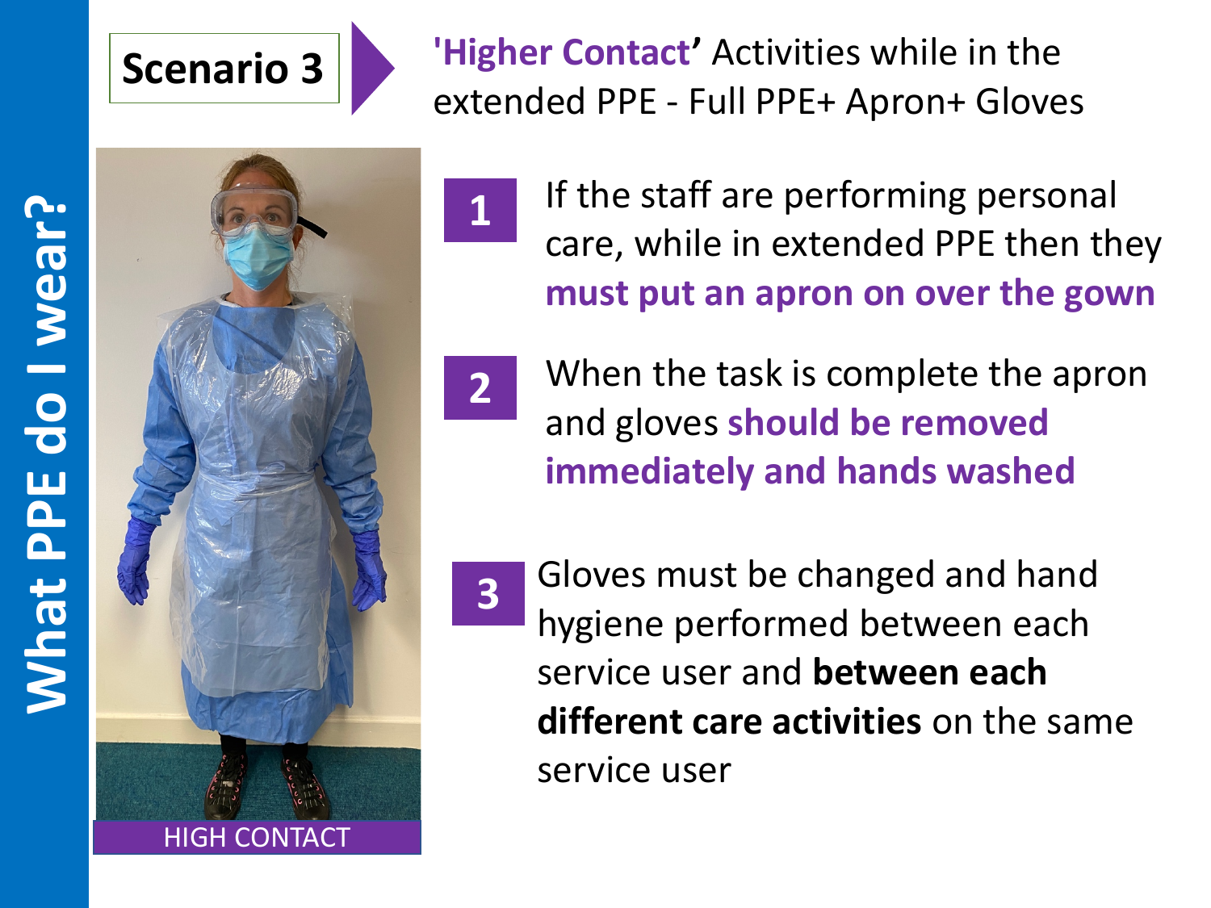# What PPE do I wear?

## Scenario 3

**'Higher Contact'** Activities while in the extended PPE - Full PPE+ Apron+ Gloves

HIGH CONTACT

1. If the staff are performing personal care, while in extended PPE then they **must put an apron on over the gown**

2. When the task is complete the apron and gloves **should be removed immediately and hands washed**

3. Gloves must be changed and hand hygiene performed between each service user and **between each different care activities** on the same service user